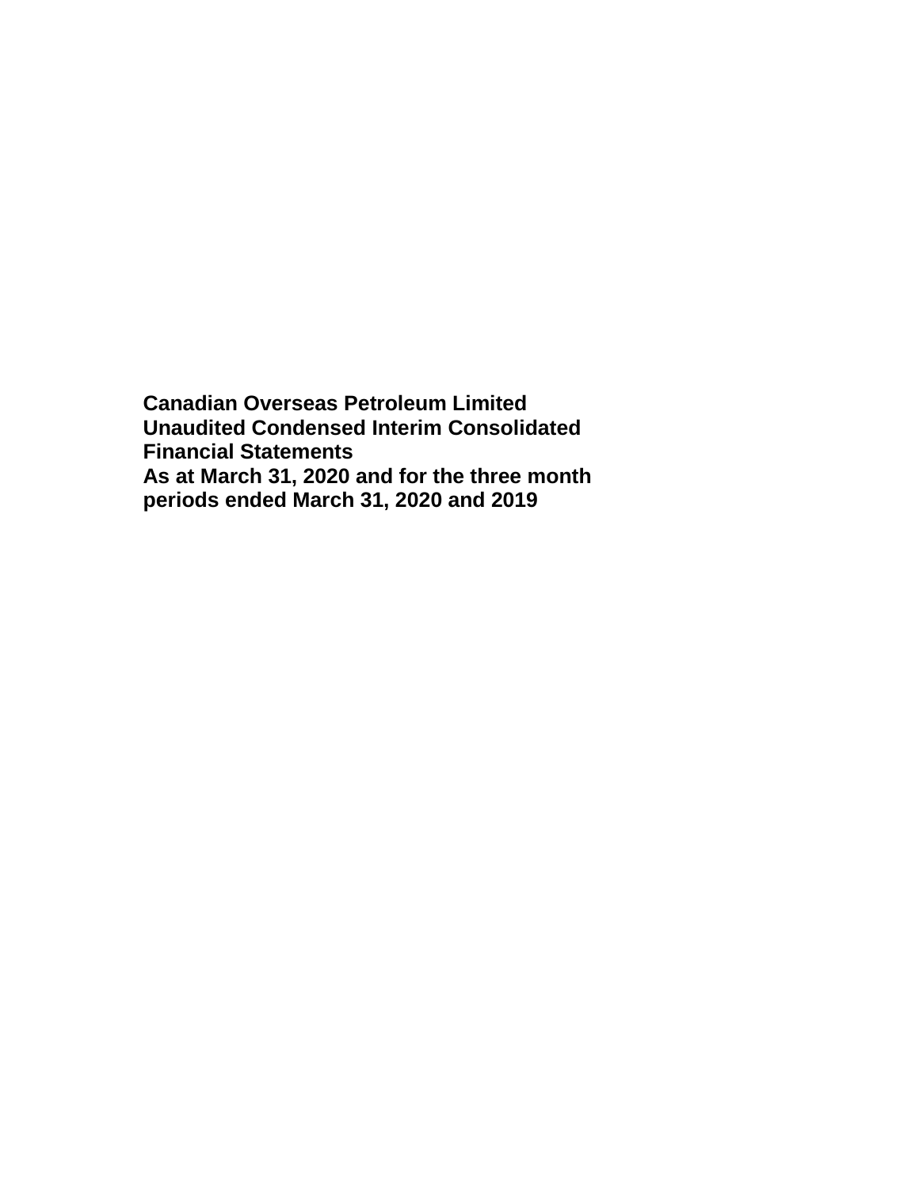**Canadian Overseas Petroleum Limited**
**Unaudited Condensed Interim Consolidated Financial Statements**
**As at March 31, 2020 and for the three month periods ended March 31, 2020 and 2019**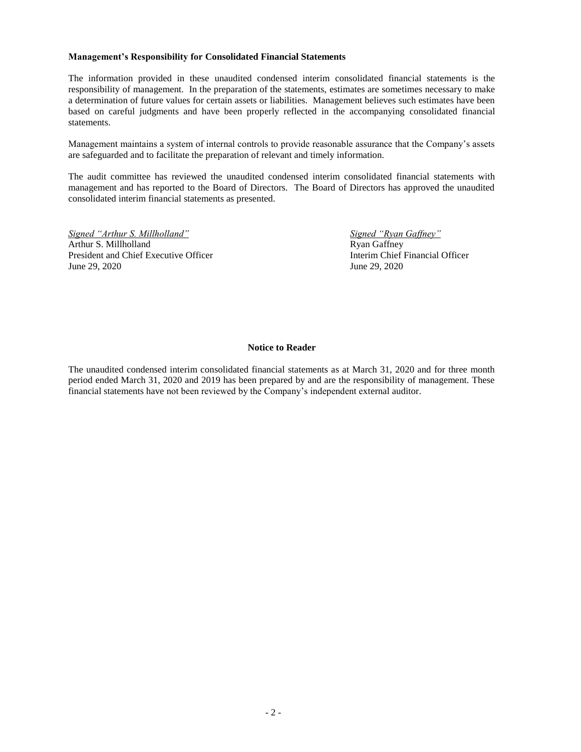**Management's Responsibility for Consolidated Financial Statements**

The information provided in these unaudited condensed interim consolidated financial statements is the responsibility of management. In the preparation of the statements, estimates are sometimes necessary to make a determination of future values for certain assets or liabilities. Management believes such estimates have been based on careful judgments and have been properly reflected in the accompanying consolidated financial statements.

Management maintains a system of internal controls to provide reasonable assurance that the Company's assets are safeguarded and to facilitate the preparation of relevant and timely information.

The audit committee has reviewed the unaudited condensed interim consolidated financial statements with management and has reported to the Board of Directors. The Board of Directors has approved the unaudited consolidated interim financial statements as presented.

*Signed "Arthur S. Millholland"*
Arthur S. Millholland
President and Chief Executive Officer
June 29, 2020

*Signed "Ryan Gaffney"*
Ryan Gaffney
Interim Chief Financial Officer
June 29, 2020

**Notice to Reader**

The unaudited condensed interim consolidated financial statements as at March 31, 2020 and for three month period ended March 31, 2020 and 2019 has been prepared by and are the responsibility of management. These financial statements have not been reviewed by the Company's independent external auditor.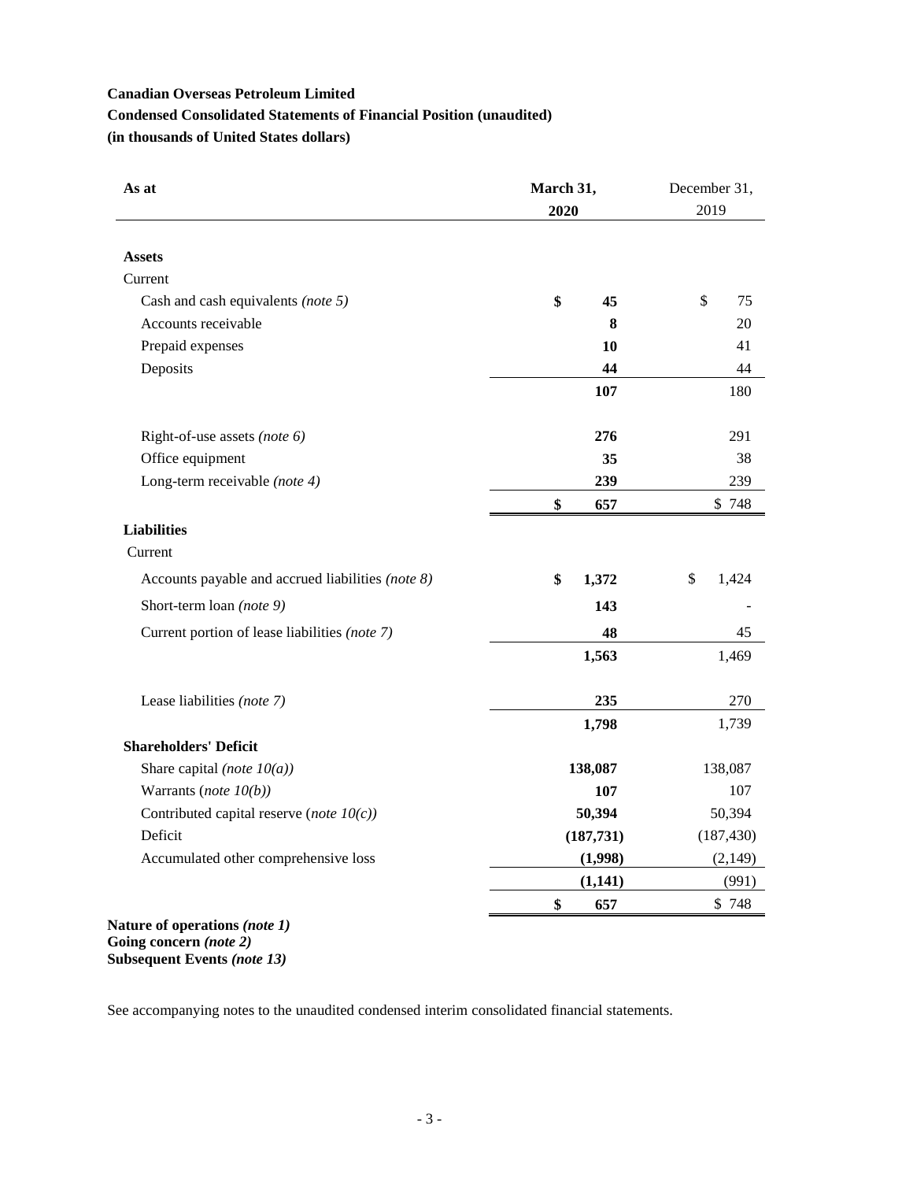**Canadian Overseas Petroleum Limited**

**Condensed Consolidated Statements of Financial Position (unaudited)**

**(in thousands of United States dollars)**

| As at | March 31, 2020 | December 31, 2019 |
|---|---|---|
| **Assets** | | |
| Current | | |
| Cash and cash equivalents *(note 5)* | **$ 45** | $ 75 |
| Accounts receivable | **8** | 20 |
| Prepaid expenses | **10** | 41 |
| Deposits | **44** | 44 |
| | **107** | 180 |
| Right-of-use assets *(note 6)* | **276** | 291 |
| Office equipment | **35** | 38 |
| Long-term receivable *(note 4)* | **239** | 239 |
| | **$ 657** | $ 748 |
| **Liabilities** | | |
| Current | | |
| Accounts payable and accrued liabilities *(note 8)* | **$ 1,372** | $ 1,424 |
| Short-term loan *(note 9)* | **143** | - |
| Current portion of lease liabilities *(note 7)* | **48** | 45 |
| | **1,563** | 1,469 |
| Lease liabilities *(note 7)* | **235** | 270 |
| | **1,798** | 1,739 |
| **Shareholders' Deficit** | | |
| Share capital *(note 10(a))* | **138,087** | 138,087 |
| Warrants (*note 10(b))* | **107** | 107 |
| Contributed capital reserve (*note 10(c))* | **50,394** | 50,394 |
| Deficit | **(187,731)** | (187,430) |
| Accumulated other comprehensive loss | **(1,998)** | (2,149) |
| | **(1,141)** | (991) |
| | **$ 657** | $ 748 |

**Nature of operations *(note 1)***
**Going concern *(note 2)***
**Subsequent Events *(note 13)***

See accompanying notes to the unaudited condensed interim consolidated financial statements.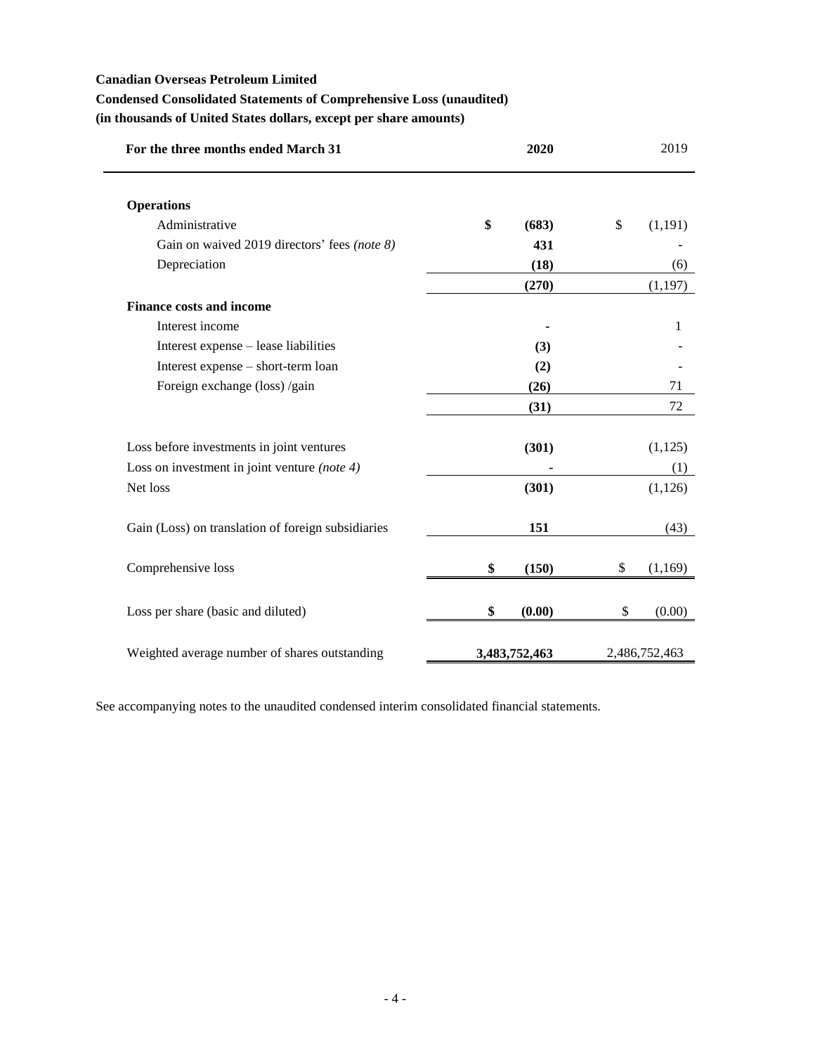**Canadian Overseas Petroleum Limited**

**Condensed Consolidated Statements of Comprehensive Loss (unaudited)**

**(in thousands of United States dollars, except per share amounts)**

| For the three months ended March 31 | 2020 | 2019 |
|---|---|---|
| **Operations** | | |
| Administrative | **$ (683)** | $ (1,191) |
| Gain on waived 2019 directors' fees *(note 8)* | **431** | - |
| Depreciation | **(18)** | (6) |
| | **(270)** | (1,197) |
| **Finance costs and income** | | |
| Interest income | **-** | 1 |
| Interest expense – lease liabilities | **(3)** | - |
| Interest expense – short-term loan | **(2)** | - |
| Foreign exchange (loss) /gain | **(26)** | 71 |
| | **(31)** | 72 |
| Loss before investments in joint ventures | **(301)** | (1,125) |
| Loss on investment in joint venture *(note 4)* | **-** | (1) |
| Net loss | **(301)** | (1,126) |
| Gain (Loss) on translation of foreign subsidiaries | **151** | (43) |
| Comprehensive loss | **$ (150)** | $ (1,169) |
| Loss per share (basic and diluted) | **$ (0.00)** | $ (0.00) |
| Weighted average number of shares outstanding | **3,483,752,463** | 2,486,752,463 |

See accompanying notes to the unaudited condensed interim consolidated financial statements.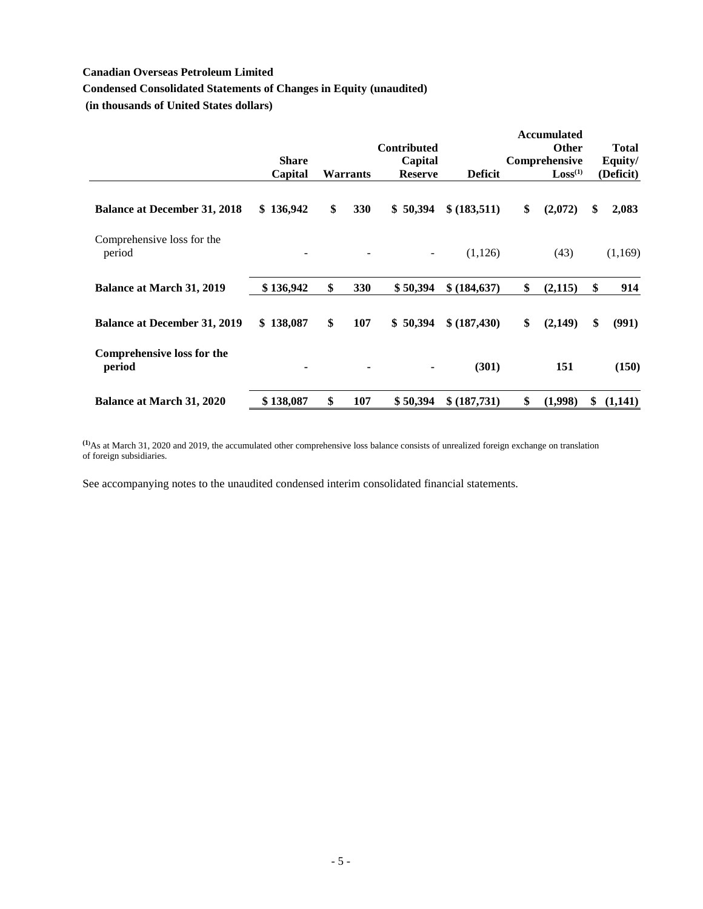**Canadian Overseas Petroleum Limited**

**Condensed Consolidated Statements of Changes in Equity (unaudited)**

**(in thousands of United States dollars)**

| | Share Capital | Warrants | Contributed Capital Reserve | Deficit | Accumulated Other Comprehensive Loss[(1)] | Total Equity/ (Deficit) |
|---|---|---|---|---|---|---|
| **Balance at December 31, 2018** | **$ 136,942** | **$ 330** | **$ 50,394** | **$ (183,511)** | **$ (2,072)** | **$ 2,083** |
| Comprehensive loss for the period | - | - | - | (1,126) | (43) | (1,169) |
| **Balance at March 31, 2019** | **$ 136,942** | **$ 330** | **$ 50,394** | **$ (184,637)** | **$ (2,115)** | **$ 914** |
| **Balance at December 31, 2019** | **$ 138,087** | **$ 107** | **$ 50,394** | **$ (187,430)** | **$ (2,149)** | **$ (991)** |
| **Comprehensive loss for the period** | **-** | **-** | **-** | **(301)** | **151** | **(150)** |
| **Balance at March 31, 2020** | **$ 138,087** | **$ 107** | **$ 50,394** | **$ (187,731)** | **$ (1,998)** | **$ (1,141)** |

[(1)] As at March 31, 2020 and 2019, the accumulated other comprehensive loss balance consists of unrealized foreign exchange on translation of foreign subsidiaries.

See accompanying notes to the unaudited condensed interim consolidated financial statements.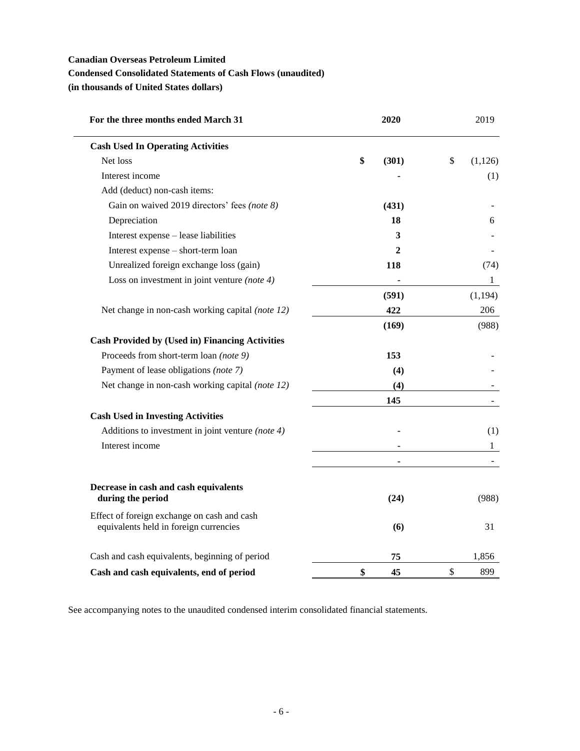**Canadian Overseas Petroleum Limited**
**Condensed Consolidated Statements of Cash Flows (unaudited)**
**(in thousands of United States dollars)**

| For the three months ended March 31 | 2020 | 2019 |
|---|---|---|
| **Cash Used In Operating Activities** | | |
| Net loss | **$ (301)** | $ (1,126) |
| Interest income | **-** | (1) |
| Add (deduct) non-cash items: | | |
| Gain on waived 2019 directors' fees *(note 8)* | **(431)** | - |
| Depreciation | **18** | 6 |
| Interest expense – lease liabilities | **3** | - |
| Interest expense – short-term loan | **2** | - |
| Unrealized foreign exchange loss (gain) | **118** | (74) |
| Loss on investment in joint venture *(note 4)* | **-** | 1 |
| | **(591)** | (1,194) |
| Net change in non-cash working capital *(note 12)* | **422** | 206 |
| | **(169)** | (988) |
| **Cash Provided by (Used in) Financing Activities** | | |
| Proceeds from short-term loan *(note 9)* | **153** | - |
| Payment of lease obligations *(note 7)* | **(4)** | - |
| Net change in non-cash working capital *(note 12)* | **(4)** | - |
| | **145** | - |
| **Cash Used in Investing Activities** | | |
| Additions to investment in joint venture *(note 4)* | **-** | (1) |
| Interest income | **-** | 1 |
| | **-** | - |
| **Decrease in cash and cash equivalents during the period** | **(24)** | (988) |
| Effect of foreign exchange on cash and cash equivalents held in foreign currencies | **(6)** | 31 |
| Cash and cash equivalents, beginning of period | **75** | 1,856 |
| **Cash and cash equivalents, end of period** | **$ 45** | $ 899 |

See accompanying notes to the unaudited condensed interim consolidated financial statements.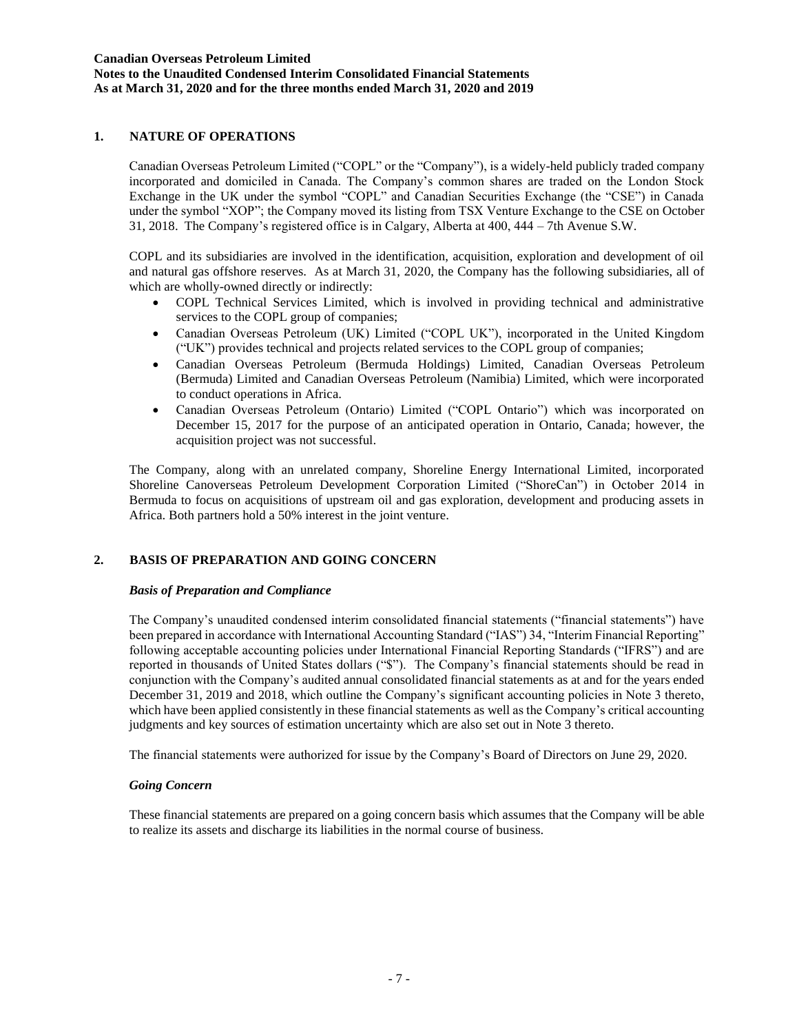## 1. NATURE OF OPERATIONS

Canadian Overseas Petroleum Limited ("COPL" or the "Company"), is a widely-held publicly traded company incorporated and domiciled in Canada. The Company's common shares are traded on the London Stock Exchange in the UK under the symbol "COPL" and Canadian Securities Exchange (the "CSE") in Canada under the symbol "XOP"; the Company moved its listing from TSX Venture Exchange to the CSE on October 31, 2018. The Company's registered office is in Calgary, Alberta at 400, 444 – 7th Avenue S.W.

COPL and its subsidiaries are involved in the identification, acquisition, exploration and development of oil and natural gas offshore reserves. As at March 31, 2020, the Company has the following subsidiaries, all of which are wholly-owned directly or indirectly:

- COPL Technical Services Limited, which is involved in providing technical and administrative services to the COPL group of companies;
- Canadian Overseas Petroleum (UK) Limited ("COPL UK"), incorporated in the United Kingdom ("UK") provides technical and projects related services to the COPL group of companies;
- Canadian Overseas Petroleum (Bermuda Holdings) Limited, Canadian Overseas Petroleum (Bermuda) Limited and Canadian Overseas Petroleum (Namibia) Limited, which were incorporated to conduct operations in Africa.
- Canadian Overseas Petroleum (Ontario) Limited ("COPL Ontario") which was incorporated on December 15, 2017 for the purpose of an anticipated operation in Ontario, Canada; however, the acquisition project was not successful.

The Company, along with an unrelated company, Shoreline Energy International Limited, incorporated Shoreline Canoverseas Petroleum Development Corporation Limited ("ShoreCan") in October 2014 in Bermuda to focus on acquisitions of upstream oil and gas exploration, development and producing assets in Africa. Both partners hold a 50% interest in the joint venture.

## 2. BASIS OF PREPARATION AND GOING CONCERN

### *Basis of Preparation and Compliance*

The Company's unaudited condensed interim consolidated financial statements ("financial statements") have been prepared in accordance with International Accounting Standard ("IAS") 34, "Interim Financial Reporting" following acceptable accounting policies under International Financial Reporting Standards ("IFRS") and are reported in thousands of United States dollars ("$"). The Company's financial statements should be read in conjunction with the Company's audited annual consolidated financial statements as at and for the years ended December 31, 2019 and 2018, which outline the Company's significant accounting policies in Note 3 thereto, which have been applied consistently in these financial statements as well as the Company's critical accounting judgments and key sources of estimation uncertainty which are also set out in Note 3 thereto.

The financial statements were authorized for issue by the Company's Board of Directors on June 29, 2020.

### *Going Concern*

These financial statements are prepared on a going concern basis which assumes that the Company will be able to realize its assets and discharge its liabilities in the normal course of business.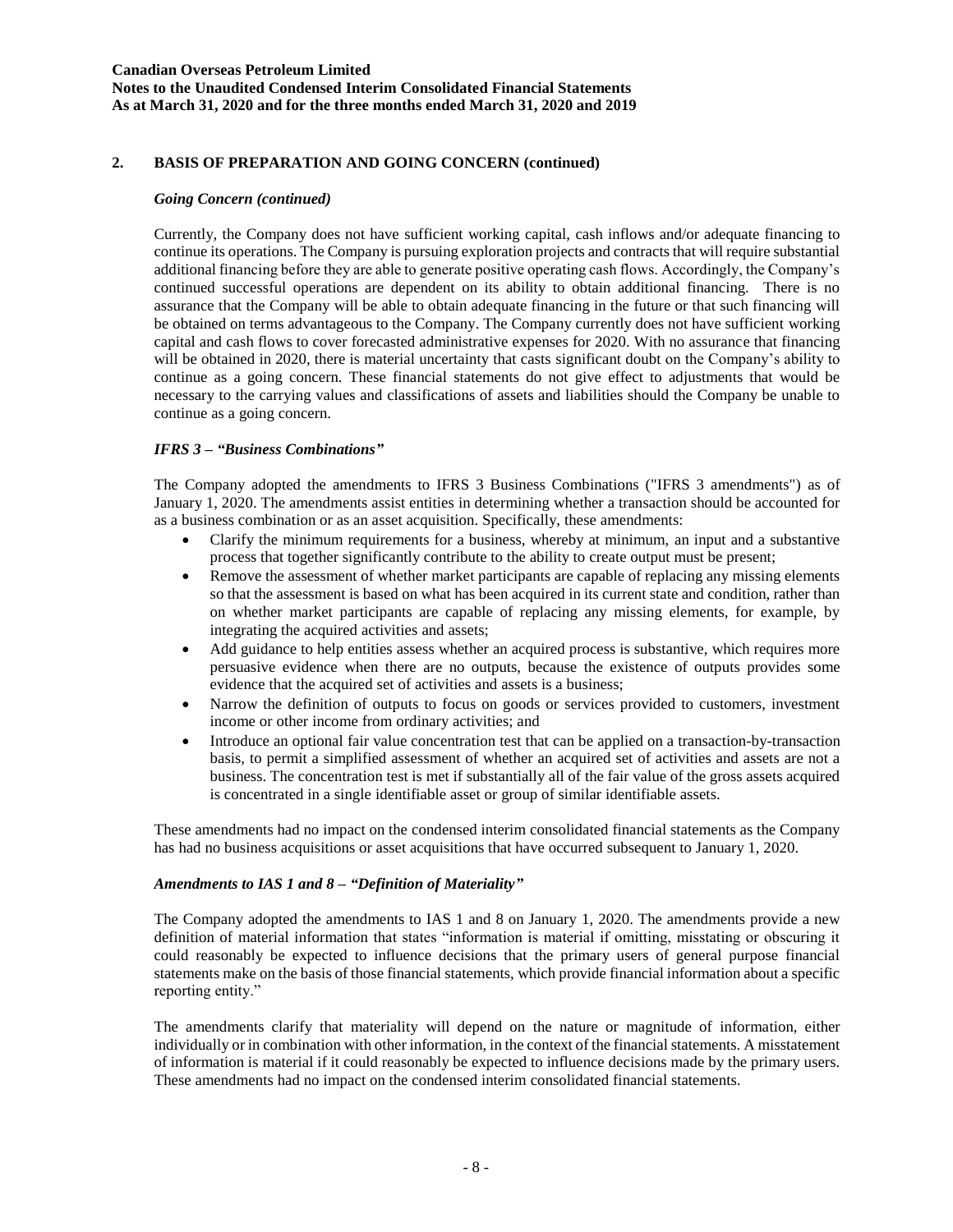## 2. BASIS OF PREPARATION AND GOING CONCERN (continued)

### *Going Concern (continued)*

Currently, the Company does not have sufficient working capital, cash inflows and/or adequate financing to continue its operations. The Company is pursuing exploration projects and contracts that will require substantial additional financing before they are able to generate positive operating cash flows. Accordingly, the Company's continued successful operations are dependent on its ability to obtain additional financing. There is no assurance that the Company will be able to obtain adequate financing in the future or that such financing will be obtained on terms advantageous to the Company. The Company currently does not have sufficient working capital and cash flows to cover forecasted administrative expenses for 2020. With no assurance that financing will be obtained in 2020, there is material uncertainty that casts significant doubt on the Company's ability to continue as a going concern. These financial statements do not give effect to adjustments that would be necessary to the carrying values and classifications of assets and liabilities should the Company be unable to continue as a going concern.

### *IFRS 3 – "Business Combinations"*

The Company adopted the amendments to IFRS 3 Business Combinations ("IFRS 3 amendments") as of January 1, 2020. The amendments assist entities in determining whether a transaction should be accounted for as a business combination or as an asset acquisition. Specifically, these amendments:

- Clarify the minimum requirements for a business, whereby at minimum, an input and a substantive process that together significantly contribute to the ability to create output must be present;
- Remove the assessment of whether market participants are capable of replacing any missing elements so that the assessment is based on what has been acquired in its current state and condition, rather than on whether market participants are capable of replacing any missing elements, for example, by integrating the acquired activities and assets;
- Add guidance to help entities assess whether an acquired process is substantive, which requires more persuasive evidence when there are no outputs, because the existence of outputs provides some evidence that the acquired set of activities and assets is a business;
- Narrow the definition of outputs to focus on goods or services provided to customers, investment income or other income from ordinary activities; and
- Introduce an optional fair value concentration test that can be applied on a transaction-by-transaction basis, to permit a simplified assessment of whether an acquired set of activities and assets are not a business. The concentration test is met if substantially all of the fair value of the gross assets acquired is concentrated in a single identifiable asset or group of similar identifiable assets.

These amendments had no impact on the condensed interim consolidated financial statements as the Company has had no business acquisitions or asset acquisitions that have occurred subsequent to January 1, 2020.

### *Amendments to IAS 1 and 8 – "Definition of Materiality"*

The Company adopted the amendments to IAS 1 and 8 on January 1, 2020. The amendments provide a new definition of material information that states "information is material if omitting, misstating or obscuring it could reasonably be expected to influence decisions that the primary users of general purpose financial statements make on the basis of those financial statements, which provide financial information about a specific reporting entity."

The amendments clarify that materiality will depend on the nature or magnitude of information, either individually or in combination with other information, in the context of the financial statements. A misstatement of information is material if it could reasonably be expected to influence decisions made by the primary users. These amendments had no impact on the condensed interim consolidated financial statements.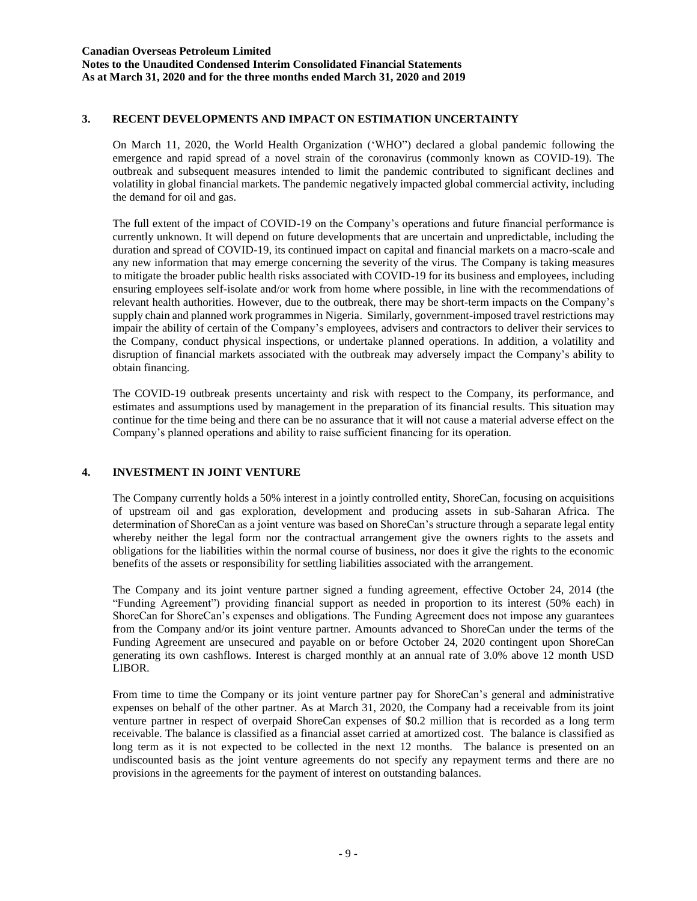## 3. RECENT DEVELOPMENTS AND IMPACT ON ESTIMATION UNCERTAINTY

On March 11, 2020, the World Health Organization ('WHO") declared a global pandemic following the emergence and rapid spread of a novel strain of the coronavirus (commonly known as COVID-19). The outbreak and subsequent measures intended to limit the pandemic contributed to significant declines and volatility in global financial markets. The pandemic negatively impacted global commercial activity, including the demand for oil and gas.

The full extent of the impact of COVID-19 on the Company's operations and future financial performance is currently unknown. It will depend on future developments that are uncertain and unpredictable, including the duration and spread of COVID-19, its continued impact on capital and financial markets on a macro-scale and any new information that may emerge concerning the severity of the virus. The Company is taking measures to mitigate the broader public health risks associated with COVID-19 for its business and employees, including ensuring employees self-isolate and/or work from home where possible, in line with the recommendations of relevant health authorities. However, due to the outbreak, there may be short-term impacts on the Company's supply chain and planned work programmes in Nigeria. Similarly, government-imposed travel restrictions may impair the ability of certain of the Company's employees, advisers and contractors to deliver their services to the Company, conduct physical inspections, or undertake planned operations. In addition, a volatility and disruption of financial markets associated with the outbreak may adversely impact the Company's ability to obtain financing.

The COVID-19 outbreak presents uncertainty and risk with respect to the Company, its performance, and estimates and assumptions used by management in the preparation of its financial results. This situation may continue for the time being and there can be no assurance that it will not cause a material adverse effect on the Company's planned operations and ability to raise sufficient financing for its operation.

## 4. INVESTMENT IN JOINT VENTURE

The Company currently holds a 50% interest in a jointly controlled entity, ShoreCan, focusing on acquisitions of upstream oil and gas exploration, development and producing assets in sub-Saharan Africa. The determination of ShoreCan as a joint venture was based on ShoreCan's structure through a separate legal entity whereby neither the legal form nor the contractual arrangement give the owners rights to the assets and obligations for the liabilities within the normal course of business, nor does it give the rights to the economic benefits of the assets or responsibility for settling liabilities associated with the arrangement.

The Company and its joint venture partner signed a funding agreement, effective October 24, 2014 (the "Funding Agreement") providing financial support as needed in proportion to its interest (50% each) in ShoreCan for ShoreCan's expenses and obligations. The Funding Agreement does not impose any guarantees from the Company and/or its joint venture partner. Amounts advanced to ShoreCan under the terms of the Funding Agreement are unsecured and payable on or before October 24, 2020 contingent upon ShoreCan generating its own cashflows. Interest is charged monthly at an annual rate of 3.0% above 12 month USD LIBOR.

From time to time the Company or its joint venture partner pay for ShoreCan's general and administrative expenses on behalf of the other partner. As at March 31, 2020, the Company had a receivable from its joint venture partner in respect of overpaid ShoreCan expenses of $0.2 million that is recorded as a long term receivable. The balance is classified as a financial asset carried at amortized cost. The balance is classified as long term as it is not expected to be collected in the next 12 months. The balance is presented on an undiscounted basis as the joint venture agreements do not specify any repayment terms and there are no provisions in the agreements for the payment of interest on outstanding balances.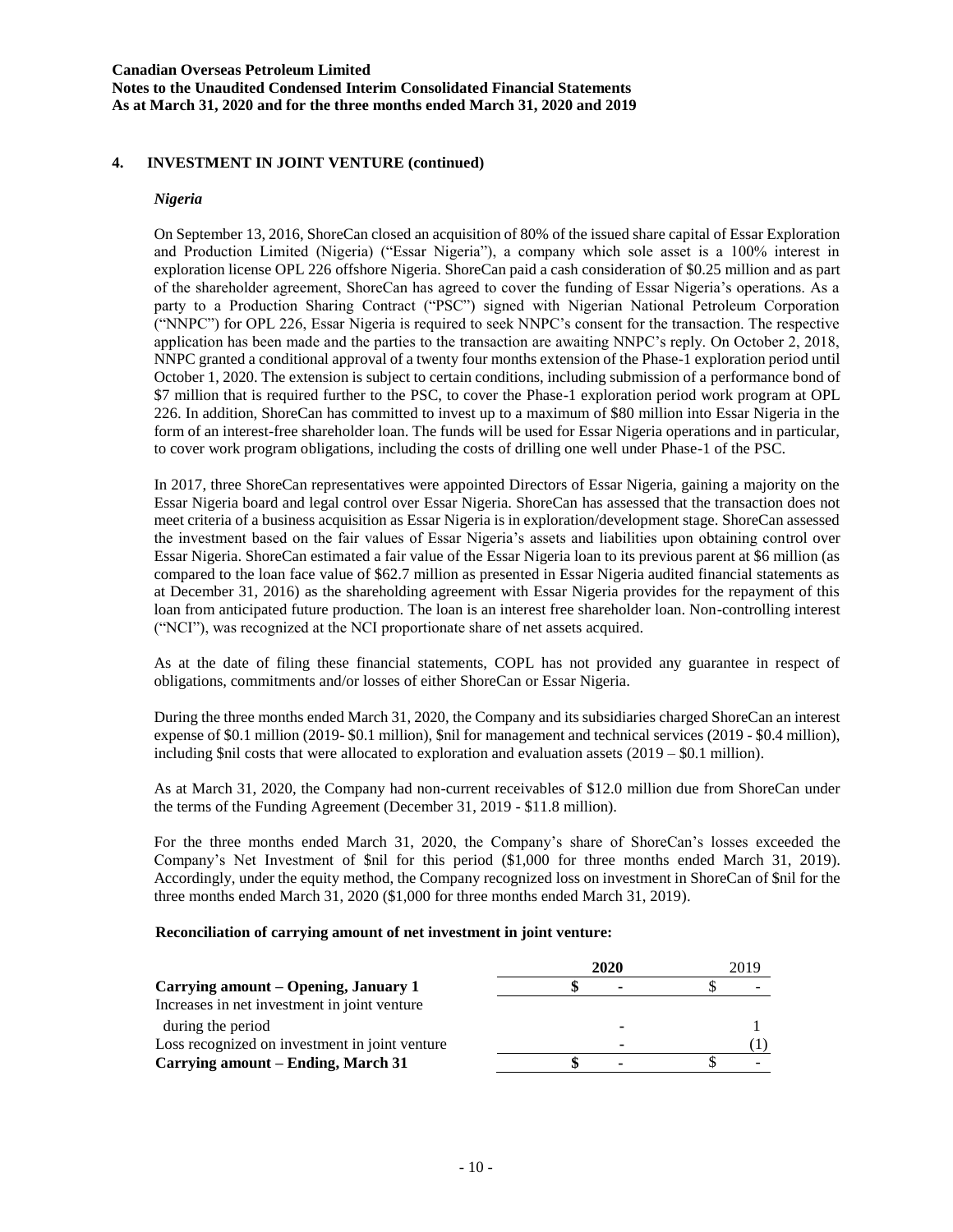## 4. INVESTMENT IN JOINT VENTURE (continued)

### *Nigeria*

On September 13, 2016, ShoreCan closed an acquisition of 80% of the issued share capital of Essar Exploration and Production Limited (Nigeria) ("Essar Nigeria"), a company which sole asset is a 100% interest in exploration license OPL 226 offshore Nigeria. ShoreCan paid a cash consideration of $0.25 million and as part of the shareholder agreement, ShoreCan has agreed to cover the funding of Essar Nigeria's operations. As a party to a Production Sharing Contract ("PSC") signed with Nigerian National Petroleum Corporation ("NNPC") for OPL 226, Essar Nigeria is required to seek NNPC's consent for the transaction. The respective application has been made and the parties to the transaction are awaiting NNPC's reply. On October 2, 2018, NNPC granted a conditional approval of a twenty four months extension of the Phase-1 exploration period until October 1, 2020. The extension is subject to certain conditions, including submission of a performance bond of $7 million that is required further to the PSC, to cover the Phase-1 exploration period work program at OPL 226. In addition, ShoreCan has committed to invest up to a maximum of $80 million into Essar Nigeria in the form of an interest-free shareholder loan. The funds will be used for Essar Nigeria operations and in particular, to cover work program obligations, including the costs of drilling one well under Phase-1 of the PSC.

In 2017, three ShoreCan representatives were appointed Directors of Essar Nigeria, gaining a majority on the Essar Nigeria board and legal control over Essar Nigeria. ShoreCan has assessed that the transaction does not meet criteria of a business acquisition as Essar Nigeria is in exploration/development stage. ShoreCan assessed the investment based on the fair values of Essar Nigeria's assets and liabilities upon obtaining control over Essar Nigeria. ShoreCan estimated a fair value of the Essar Nigeria loan to its previous parent at $6 million (as compared to the loan face value of $62.7 million as presented in Essar Nigeria audited financial statements as at December 31, 2016) as the shareholding agreement with Essar Nigeria provides for the repayment of this loan from anticipated future production. The loan is an interest free shareholder loan. Non-controlling interest ("NCI"), was recognized at the NCI proportionate share of net assets acquired.

As at the date of filing these financial statements, COPL has not provided any guarantee in respect of obligations, commitments and/or losses of either ShoreCan or Essar Nigeria.

During the three months ended March 31, 2020, the Company and its subsidiaries charged ShoreCan an interest expense of $0.1 million (2019- $0.1 million), $nil for management and technical services (2019 - $0.4 million), including $nil costs that were allocated to exploration and evaluation assets (2019 – $0.1 million).

As at March 31, 2020, the Company had non-current receivables of $12.0 million due from ShoreCan under the terms of the Funding Agreement (December 31, 2019 - $11.8 million).

For the three months ended March 31, 2020, the Company's share of ShoreCan's losses exceeded the Company's Net Investment of $nil for this period ($1,000 for three months ended March 31, 2019). Accordingly, under the equity method, the Company recognized loss on investment in ShoreCan of $nil for the three months ended March 31, 2020 ($1,000 for three months ended March 31, 2019).

**Reconciliation of carrying amount of net investment in joint venture:**

| | **2020** | 2019 |
|---|---|---|
| **Carrying amount – Opening, January 1** | **$ -** | $ - |
| Increases in net investment in joint venture during the period | - | 1 |
| Loss recognized on investment in joint venture | - | (1) |
| **Carrying amount – Ending, March 31** | **$ -** | $ - |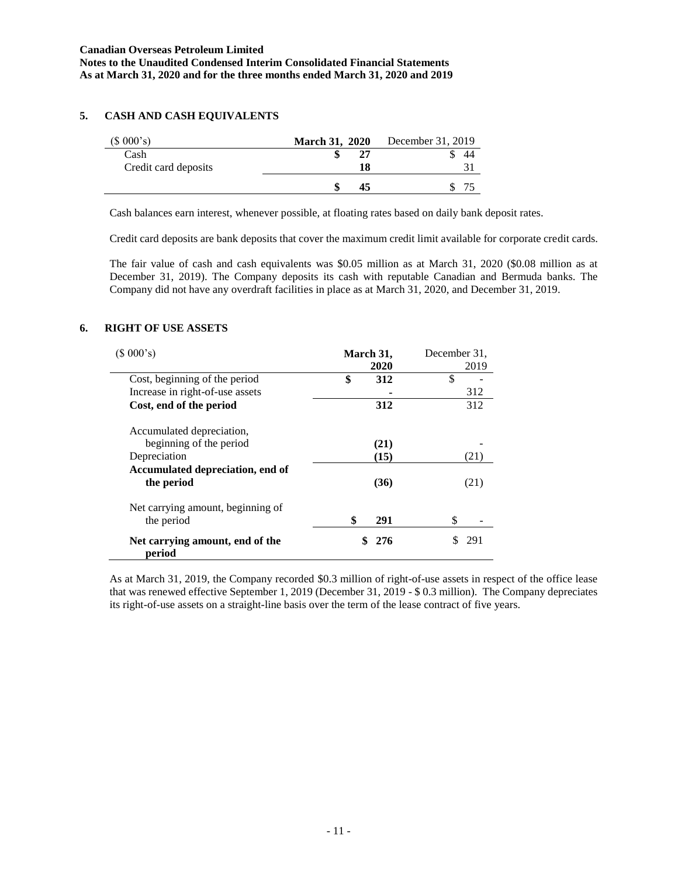## 5. CASH AND CASH EQUIVALENTS

| ($ 000's) | **March 31, 2020** | December 31, 2019 |
|---|---|---|
| Cash | **$ 27** | $ 44 |
| Credit card deposits | **18** | 31 |
| | **$ 45** | $ 75 |

Cash balances earn interest, whenever possible, at floating rates based on daily bank deposit rates.

Credit card deposits are bank deposits that cover the maximum credit limit available for corporate credit cards.

The fair value of cash and cash equivalents was $0.05 million as at March 31, 2020 ($0.08 million as at December 31, 2019). The Company deposits its cash with reputable Canadian and Bermuda banks. The Company did not have any overdraft facilities in place as at March 31, 2020, and December 31, 2019.

## 6. RIGHT OF USE ASSETS

| ($ 000's) | **March 31, 2020** | December 31, 2019 |
|---|---|---|
| Cost, beginning of the period | **$ 312** | $ - |
| Increase in right-of-use assets | **-** | 312 |
| **Cost, end of the period** | **312** | 312 |
| Accumulated depreciation, beginning of the period | **(21)** | - |
| Depreciation | **(15)** | (21) |
| **Accumulated depreciation, end of the period** | **(36)** | (21) |
| Net carrying amount, beginning of the period | **$ 291** | $ - |
| **Net carrying amount, end of the period** | **$ 276** | $ 291 |

As at March 31, 2019, the Company recorded $0.3 million of right-of-use assets in respect of the office lease that was renewed effective September 1, 2019 (December 31, 2019 - $ 0.3 million). The Company depreciates its right-of-use assets on a straight-line basis over the term of the lease contract of five years.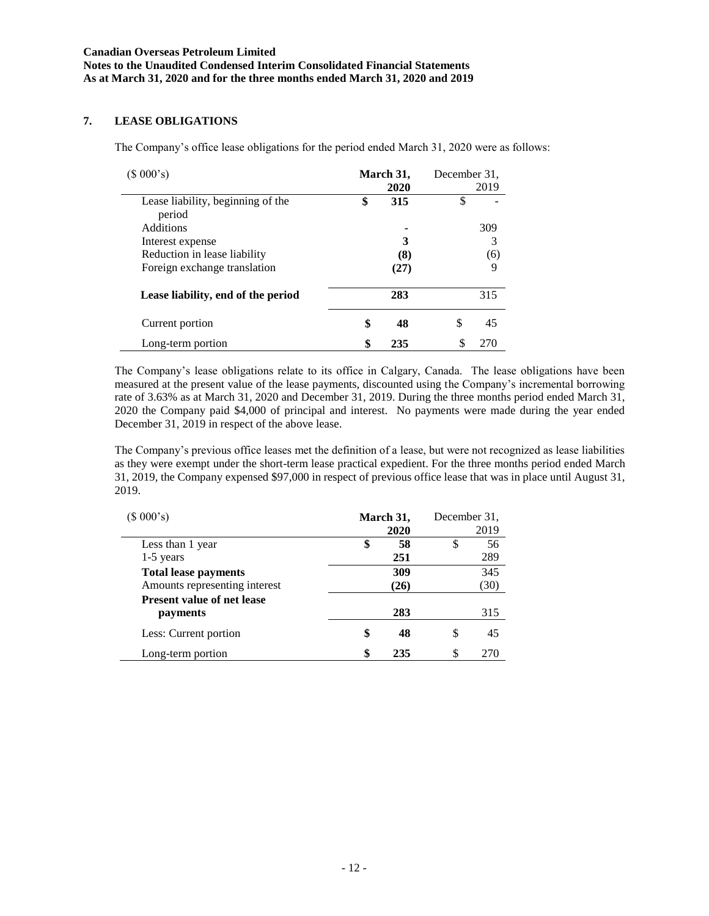## 7. LEASE OBLIGATIONS

The Company's office lease obligations for the period ended March 31, 2020 were as follows:

| ($ 000's) | March 31, 2020 | December 31, 2019 |
|---|---|---|
| Lease liability, beginning of the period | $ 315 | $ - |
| Additions | - | 309 |
| Interest expense | 3 | 3 |
| Reduction in lease liability | (8) | (6) |
| Foreign exchange translation | (27) | 9 |
| **Lease liability, end of the period** | 283 | 315 |
| Current portion | $ 48 | $ 45 |
| Long-term portion | $ 235 | $ 270 |

The Company's lease obligations relate to its office in Calgary, Canada. The lease obligations have been measured at the present value of the lease payments, discounted using the Company's incremental borrowing rate of 3.63% as at March 31, 2020 and December 31, 2019. During the three months period ended March 31, 2020 the Company paid $4,000 of principal and interest. No payments were made during the year ended December 31, 2019 in respect of the above lease.

The Company's previous office leases met the definition of a lease, but were not recognized as lease liabilities as they were exempt under the short-term lease practical expedient. For the three months period ended March 31, 2019, the Company expensed $97,000 in respect of previous office lease that was in place until August 31, 2019.

| ($ 000's) | March 31, 2020 | December 31, 2019 |
|---|---|---|
| Less than 1 year | $ 58 | $ 56 |
| 1-5 years | 251 | 289 |
| **Total lease payments** | 309 | 345 |
| Amounts representing interest | (26) | (30) |
| **Present value of net lease payments** | 283 | 315 |
| Less: Current portion | $ 48 | $ 45 |
| Long-term portion | $ 235 | $ 270 |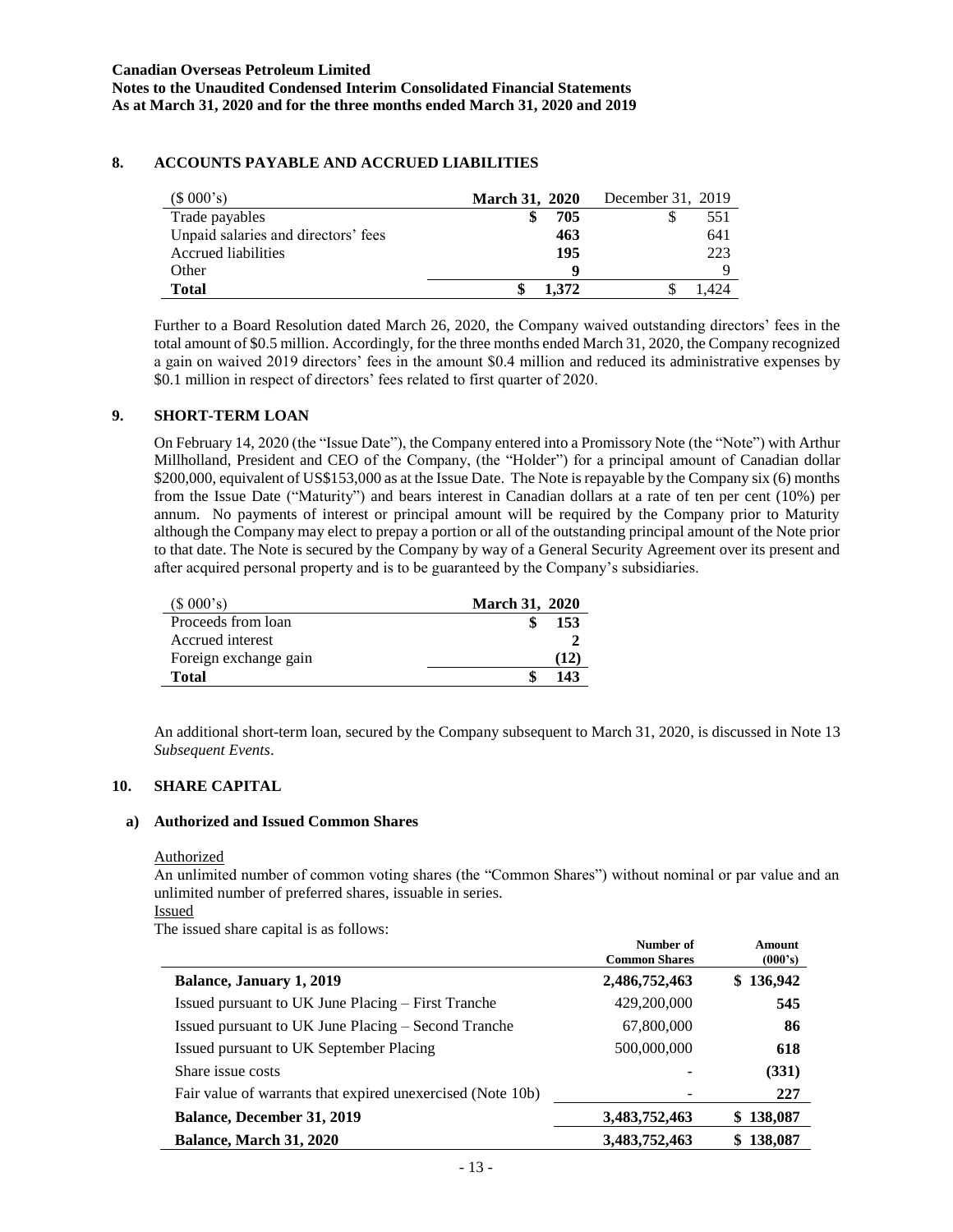## 8. ACCOUNTS PAYABLE AND ACCRUED LIABILITIES

| ($ 000's) | March 31, 2020 | December 31, 2019 |
|---|---|---|
| Trade payables | $ 705 | $ 551 |
| Unpaid salaries and directors' fees | 463 | 641 |
| Accrued liabilities | 195 | 223 |
| Other | 9 | 9 |
| **Total** | **$ 1,372** | $ 1,424 |

Further to a Board Resolution dated March 26, 2020, the Company waived outstanding directors' fees in the total amount of $0.5 million. Accordingly, for the three months ended March 31, 2020, the Company recognized a gain on waived 2019 directors' fees in the amount $0.4 million and reduced its administrative expenses by $0.1 million in respect of directors' fees related to first quarter of 2020.

## 9. SHORT-TERM LOAN

On February 14, 2020 (the "Issue Date"), the Company entered into a Promissory Note (the "Note") with Arthur Millholland, President and CEO of the Company, (the "Holder") for a principal amount of Canadian dollar $200,000, equivalent of US$153,000 as at the Issue Date. The Note is repayable by the Company six (6) months from the Issue Date ("Maturity") and bears interest in Canadian dollars at a rate of ten per cent (10%) per annum. No payments of interest or principal amount will be required by the Company prior to Maturity although the Company may elect to prepay a portion or all of the outstanding principal amount of the Note prior to that date. The Note is secured by the Company by way of a General Security Agreement over its present and after acquired personal property and is to be guaranteed by the Company's subsidiaries.

| ($ 000's) | March 31, 2020 |
|---|---|
| Proceeds from loan | $ 153 |
| Accrued interest | 2 |
| Foreign exchange gain | (12) |
| **Total** | **$ 143** |

An additional short-term loan, secured by the Company subsequent to March 31, 2020, is discussed in Note 13 *Subsequent Events*.

## 10. SHARE CAPITAL

### a) Authorized and Issued Common Shares

Authorized

An unlimited number of common voting shares (the "Common Shares") without nominal or par value and an unlimited number of preferred shares, issuable in series.

Issued

The issued share capital is as follows:

| | Number of Common Shares | Amount (000's) |
|---|---|---|
| **Balance, January 1, 2019** | **2,486,752,463** | **$ 136,942** |
| Issued pursuant to UK June Placing – First Tranche | 429,200,000 | 545 |
| Issued pursuant to UK June Placing – Second Tranche | 67,800,000 | 86 |
| Issued pursuant to UK September Placing | 500,000,000 | 618 |
| Share issue costs | - | (331) |
| Fair value of warrants that expired unexercised (Note 10b) | - | 227 |
| **Balance, December 31, 2019** | **3,483,752,463** | **$ 138,087** |
| **Balance, March 31, 2020** | **3,483,752,463** | **$ 138,087** |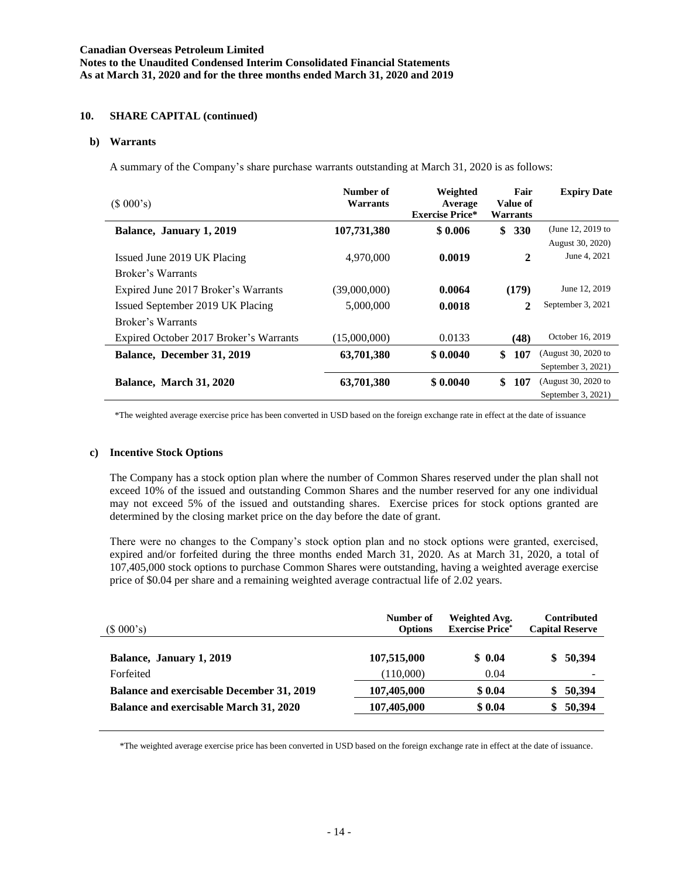## 10. SHARE CAPITAL (continued)

### b) Warrants

A summary of the Company's share purchase warrants outstanding at March 31, 2020 is as follows:

| ($ 000's) | Number of Warrants | Weighted Average Exercise Price* | Fair Value of Warrants | Expiry Date |
|---|---|---|---|---|
| **Balance, January 1, 2019** | **107,731,380** | **$ 0.006** | **$ 330** | (June 12, 2019 to August 30, 2020) |
| Issued June 2019 UK Placing Broker's Warrants | 4,970,000 | **0.0019** | **2** | June 4, 2021 |
| Expired June 2017 Broker's Warrants | (39,000,000) | **0.0064** | **(179)** | June 12, 2019 |
| Issued September 2019 UK Placing Broker's Warrants | 5,000,000 | **0.0018** | **2** | September 3, 2021 |
| Expired October 2017 Broker's Warrants | (15,000,000) | 0.0133 | **(48)** | October 16, 2019 |
| **Balance, December 31, 2019** | **63,701,380** | **$ 0.0040** | **$ 107** | (August 30, 2020 to September 3, 2021) |
| **Balance, March 31, 2020** | **63,701,380** | **$ 0.0040** | **$ 107** | (August 30, 2020 to September 3, 2021) |

*The weighted average exercise price has been converted in USD based on the foreign exchange rate in effect at the date of issuance

### c) Incentive Stock Options

The Company has a stock option plan where the number of Common Shares reserved under the plan shall not exceed 10% of the issued and outstanding Common Shares and the number reserved for any one individual may not exceed 5% of the issued and outstanding shares. Exercise prices for stock options granted are determined by the closing market price on the day before the date of grant.

There were no changes to the Company's stock option plan and no stock options were granted, exercised, expired and/or forfeited during the three months ended March 31, 2020. As at March 31, 2020, a total of 107,405,000 stock options to purchase Common Shares were outstanding, having a weighted average exercise price of $0.04 per share and a remaining weighted average contractual life of 2.02 years.

| ($ 000's) | Number of Options | Weighted Avg. Exercise Price* | Contributed Capital Reserve |
|---|---|---|---|
| **Balance, January 1, 2019** | **107,515,000** | **$ 0.04** | **$ 50,394** |
| Forfeited | (110,000) | 0.04 | - |
| **Balance and exercisable December 31, 2019** | **107,405,000** | **$ 0.04** | **$ 50,394** |
| **Balance and exercisable March 31, 2020** | **107,405,000** | **$ 0.04** | **$ 50,394** |

*The weighted average exercise price has been converted in USD based on the foreign exchange rate in effect at the date of issuance.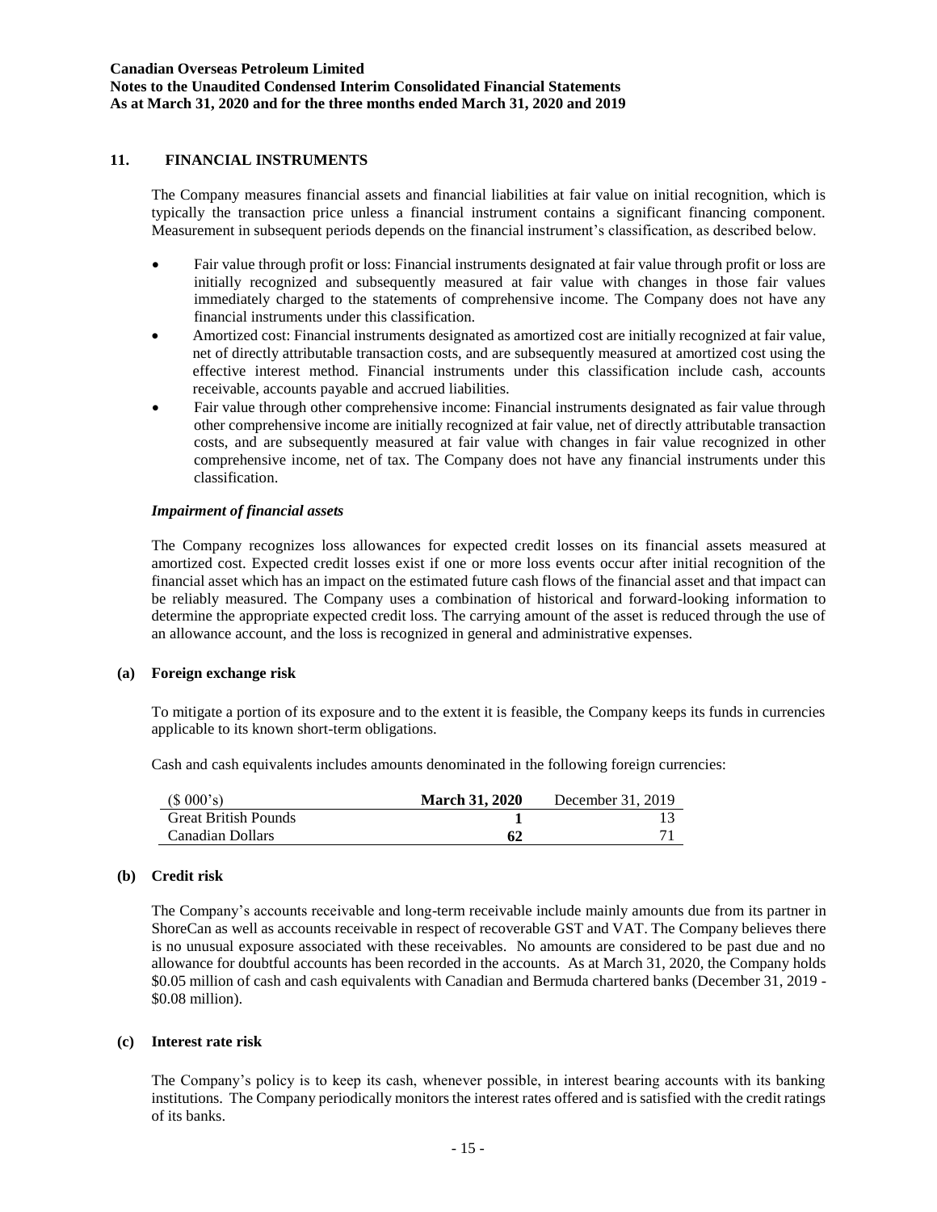## 11. FINANCIAL INSTRUMENTS

The Company measures financial assets and financial liabilities at fair value on initial recognition, which is typically the transaction price unless a financial instrument contains a significant financing component. Measurement in subsequent periods depends on the financial instrument's classification, as described below.

- Fair value through profit or loss: Financial instruments designated at fair value through profit or loss are initially recognized and subsequently measured at fair value with changes in those fair values immediately charged to the statements of comprehensive income. The Company does not have any financial instruments under this classification.
- Amortized cost: Financial instruments designated as amortized cost are initially recognized at fair value, net of directly attributable transaction costs, and are subsequently measured at amortized cost using the effective interest method. Financial instruments under this classification include cash, accounts receivable, accounts payable and accrued liabilities.
- Fair value through other comprehensive income: Financial instruments designated as fair value through other comprehensive income are initially recognized at fair value, net of directly attributable transaction costs, and are subsequently measured at fair value with changes in fair value recognized in other comprehensive income, net of tax. The Company does not have any financial instruments under this classification.

### *Impairment of financial assets*

The Company recognizes loss allowances for expected credit losses on its financial assets measured at amortized cost. Expected credit losses exist if one or more loss events occur after initial recognition of the financial asset which has an impact on the estimated future cash flows of the financial asset and that impact can be reliably measured. The Company uses a combination of historical and forward-looking information to determine the appropriate expected credit loss. The carrying amount of the asset is reduced through the use of an allowance account, and the loss is recognized in general and administrative expenses.

### (a) Foreign exchange risk

To mitigate a portion of its exposure and to the extent it is feasible, the Company keeps its funds in currencies applicable to its known short-term obligations.

Cash and cash equivalents includes amounts denominated in the following foreign currencies:

| ($ 000's) | **March 31, 2020** | December 31, 2019 |
|---|---|---|
| Great British Pounds | **1** | 13 |
| Canadian Dollars | **62** | 71 |

### (b) Credit risk

The Company's accounts receivable and long-term receivable include mainly amounts due from its partner in ShoreCan as well as accounts receivable in respect of recoverable GST and VAT. The Company believes there is no unusual exposure associated with these receivables. No amounts are considered to be past due and no allowance for doubtful accounts has been recorded in the accounts. As at March 31, 2020, the Company holds $0.05 million of cash and cash equivalents with Canadian and Bermuda chartered banks (December 31, 2019 - $0.08 million).

### (c) Interest rate risk

The Company's policy is to keep its cash, whenever possible, in interest bearing accounts with its banking institutions. The Company periodically monitors the interest rates offered and is satisfied with the credit ratings of its banks.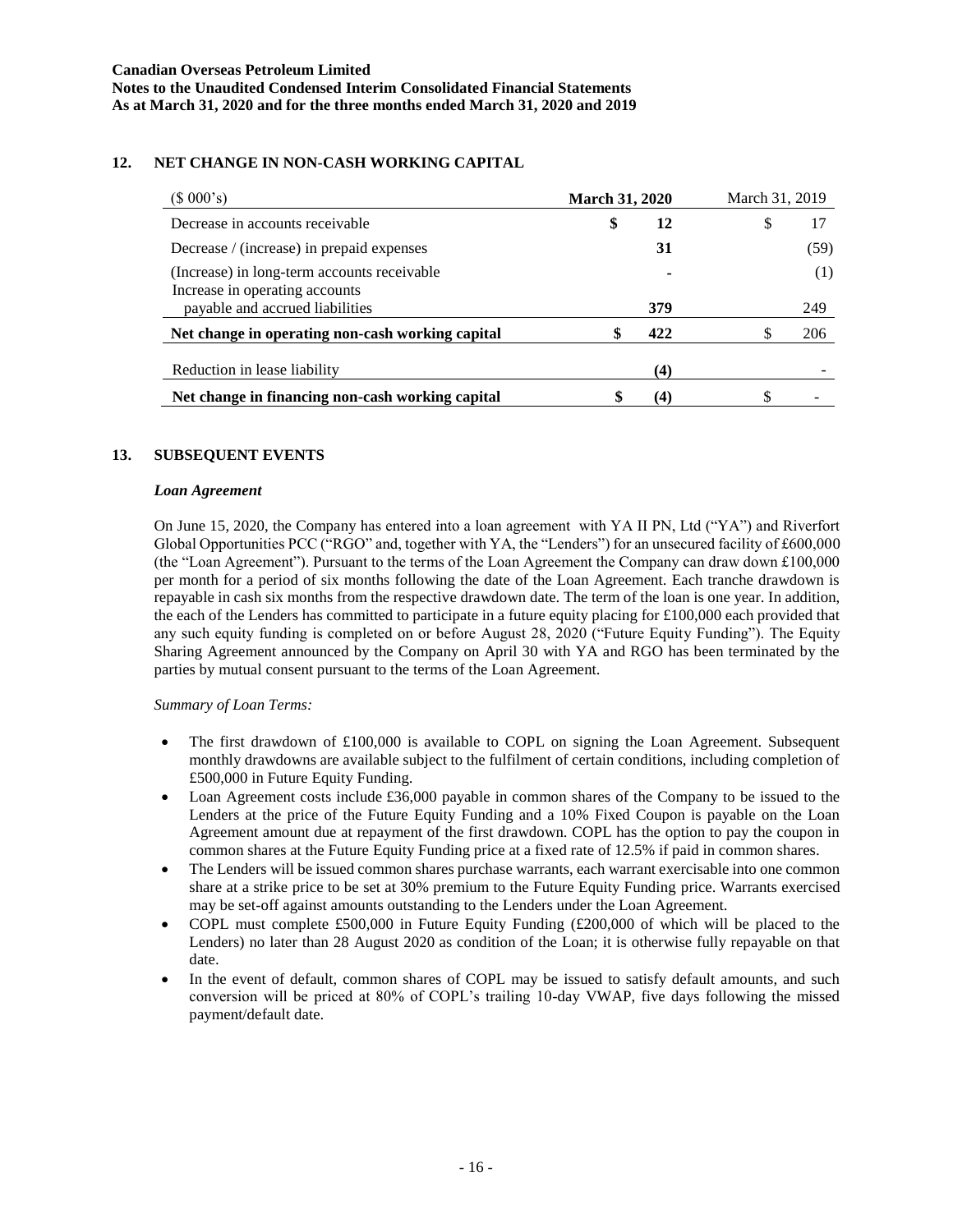## 12. NET CHANGE IN NON-CASH WORKING CAPITAL

| ($ 000's) | March 31, 2020 | March 31, 2019 |
|---|---|---|
| Decrease in accounts receivable | $ 12 | $ 17 |
| Decrease / (increase) in prepaid expenses | 31 | (59) |
| (Increase) in long-term accounts receivable | - | (1) |
| Increase in operating accounts payable and accrued liabilities | 379 | 249 |
| **Net change in operating non-cash working capital** | $ 422 | $ 206 |
| Reduction in lease liability | (4) | - |
| **Net change in financing non-cash working capital** | $ (4) | $ - |

## 13. SUBSEQUENT EVENTS

### *Loan Agreement*

On June 15, 2020, the Company has entered into a loan agreement with YA II PN, Ltd ("YA") and Riverfort Global Opportunities PCC ("RGO" and, together with YA, the "Lenders") for an unsecured facility of £600,000 (the "Loan Agreement"). Pursuant to the terms of the Loan Agreement the Company can draw down £100,000 per month for a period of six months following the date of the Loan Agreement. Each tranche drawdown is repayable in cash six months from the respective drawdown date. The term of the loan is one year. In addition, the each of the Lenders has committed to participate in a future equity placing for £100,000 each provided that any such equity funding is completed on or before August 28, 2020 ("Future Equity Funding"). The Equity Sharing Agreement announced by the Company on April 30 with YA and RGO has been terminated by the parties by mutual consent pursuant to the terms of the Loan Agreement.

*Summary of Loan Terms:*

- The first drawdown of £100,000 is available to COPL on signing the Loan Agreement. Subsequent monthly drawdowns are available subject to the fulfilment of certain conditions, including completion of £500,000 in Future Equity Funding.
- Loan Agreement costs include £36,000 payable in common shares of the Company to be issued to the Lenders at the price of the Future Equity Funding and a 10% Fixed Coupon is payable on the Loan Agreement amount due at repayment of the first drawdown. COPL has the option to pay the coupon in common shares at the Future Equity Funding price at a fixed rate of 12.5% if paid in common shares.
- The Lenders will be issued common shares purchase warrants, each warrant exercisable into one common share at a strike price to be set at 30% premium to the Future Equity Funding price. Warrants exercised may be set-off against amounts outstanding to the Lenders under the Loan Agreement.
- COPL must complete £500,000 in Future Equity Funding (£200,000 of which will be placed to the Lenders) no later than 28 August 2020 as condition of the Loan; it is otherwise fully repayable on that date.
- In the event of default, common shares of COPL may be issued to satisfy default amounts, and such conversion will be priced at 80% of COPL's trailing 10-day VWAP, five days following the missed payment/default date.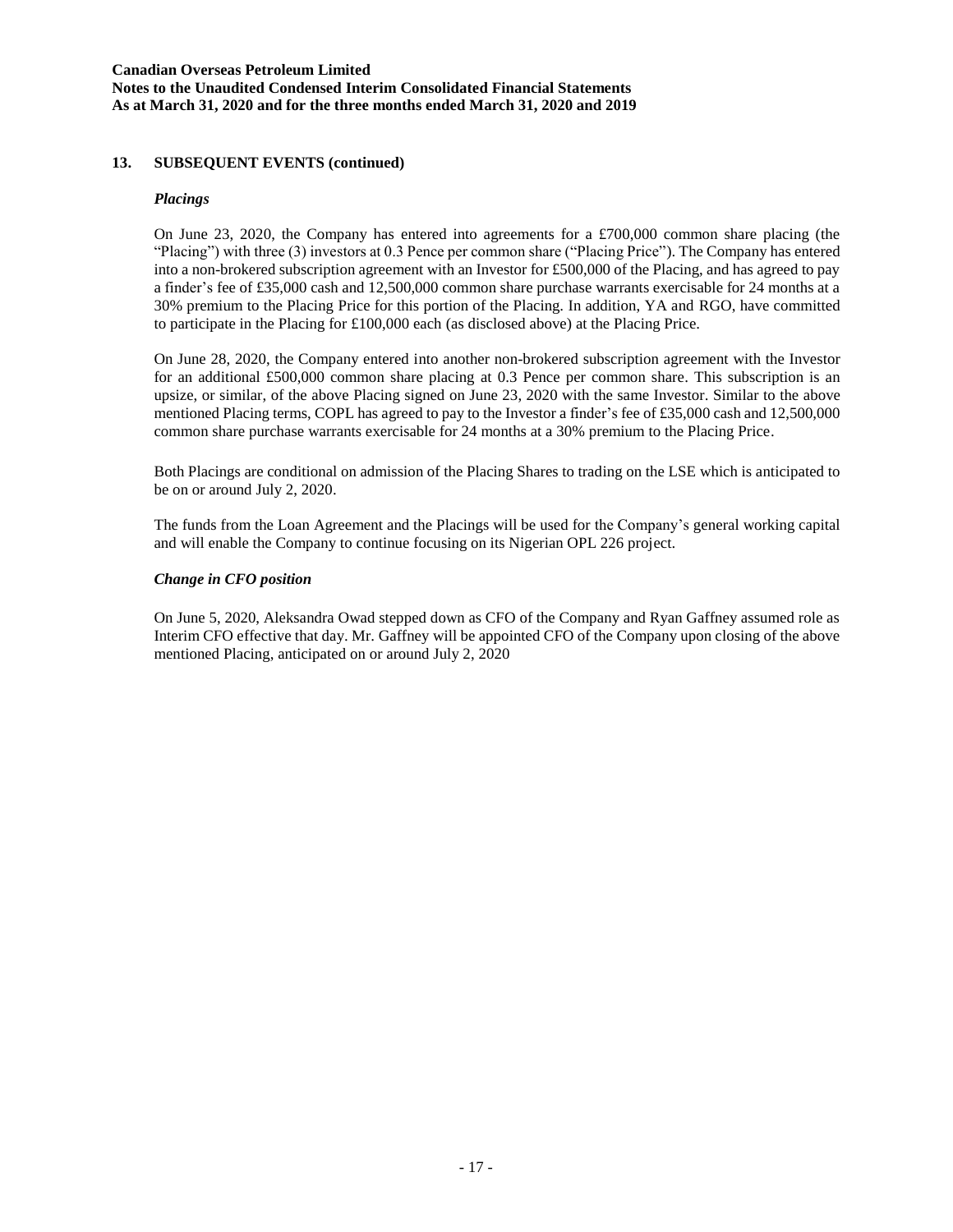## 13. SUBSEQUENT EVENTS (continued)

### *Placings*

On June 23, 2020, the Company has entered into agreements for a £700,000 common share placing (the "Placing") with three (3) investors at 0.3 Pence per common share ("Placing Price"). The Company has entered into a non-brokered subscription agreement with an Investor for £500,000 of the Placing, and has agreed to pay a finder's fee of £35,000 cash and 12,500,000 common share purchase warrants exercisable for 24 months at a 30% premium to the Placing Price for this portion of the Placing. In addition, YA and RGO, have committed to participate in the Placing for £100,000 each (as disclosed above) at the Placing Price.

On June 28, 2020, the Company entered into another non-brokered subscription agreement with the Investor for an additional £500,000 common share placing at 0.3 Pence per common share. This subscription is an upsize, or similar, of the above Placing signed on June 23, 2020 with the same Investor. Similar to the above mentioned Placing terms, COPL has agreed to pay to the Investor a finder's fee of £35,000 cash and 12,500,000 common share purchase warrants exercisable for 24 months at a 30% premium to the Placing Price.

Both Placings are conditional on admission of the Placing Shares to trading on the LSE which is anticipated to be on or around July 2, 2020.

The funds from the Loan Agreement and the Placings will be used for the Company's general working capital and will enable the Company to continue focusing on its Nigerian OPL 226 project.

### *Change in CFO position*

On June 5, 2020, Aleksandra Owad stepped down as CFO of the Company and Ryan Gaffney assumed role as Interim CFO effective that day. Mr. Gaffney will be appointed CFO of the Company upon closing of the above mentioned Placing, anticipated on or around July 2, 2020